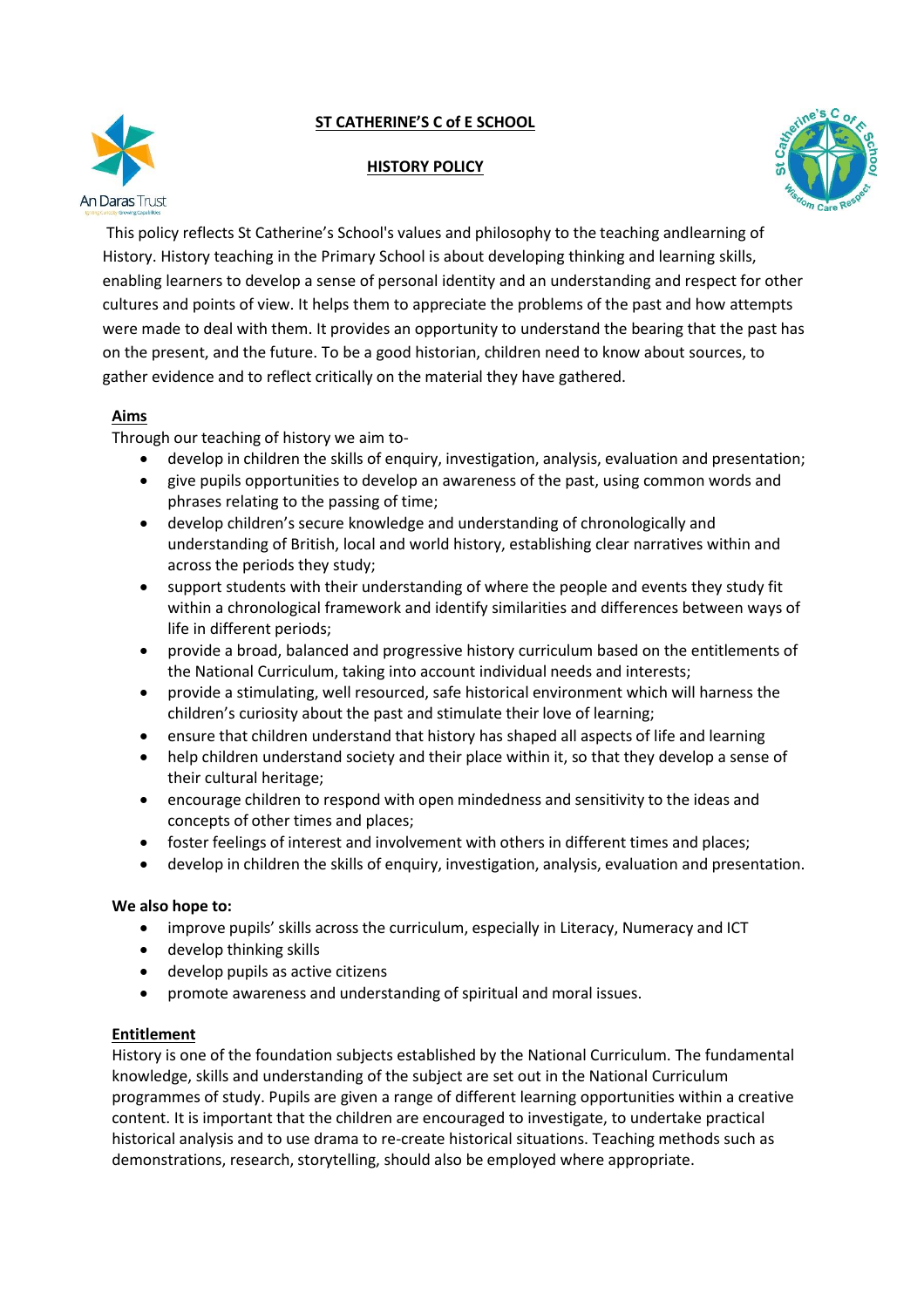# ST CATHERINE'S C of E SCHOOL

## HISTORY POLICY

This policy reflects St Catherine's School's values and philosophy to the teaching andlearning of History. History teaching in the Primary School is about developing thinking and learning skills, enabling learners to develop a sense of personal identity and an understanding and respect for other cultures and points of view. It helps them to appreciate the problems of the past and how attempts were made to deal with them. It provides an opportunity to understand the bearing that the past has on the present, and the future. To be a good historian, children need to know about sources, to gather evidence and to reflect critically on the material they have gathered.

### Aims

Through our teaching of history we aim to-

- develop in children the skills of enquiry, investigation, analysis, evaluation and presentation;
- give pupils opportunities to develop an awareness of the past, using common words and phrases relating to the passing of time;
- develop children's secure knowledge and understanding of chronologically and understanding of British, local and world history, establishing clear narratives within and across the periods they study;
- support students with their understanding of where the people and events they study fit within a chronological framework and identify similarities and differences between ways of life in different periods;
- provide a broad, balanced and progressive history curriculum based on the entitlements of the National Curriculum, taking into account individual needs and interests;
- provide a stimulating, well resourced, safe historical environment which will harness the children's curiosity about the past and stimulate their love of learning;
- ensure that children understand that history has shaped all aspects of life and learning
- help children understand society and their place within it, so that they develop a sense of their cultural heritage;
- encourage children to respond with open mindedness and sensitivity to the ideas and concepts of other times and places;
- foster feelings of interest and involvement with others in different times and places;
- develop in children the skills of enquiry, investigation, analysis, evaluation and presentation.

**We also hope to:**

- improve pupils' skills across the curriculum, especially in Literacy, Numeracy and ICT
- develop thinking skills
- develop pupils as active citizens
- promote awareness and understanding of spiritual and moral issues.

### Entitlement

History is one of the foundation subjects established by the National Curriculum. The fundamental knowledge, skills and understanding of the subject are set out in the National Curriculum programmes of study. Pupils are given a range of different learning opportunities within a creative content. It is important that the children are encouraged to investigate, to undertake practical historical analysis and to use drama to re-create historical situations. Teaching methods such as demonstrations, research, storytelling, should also be employed where appropriate.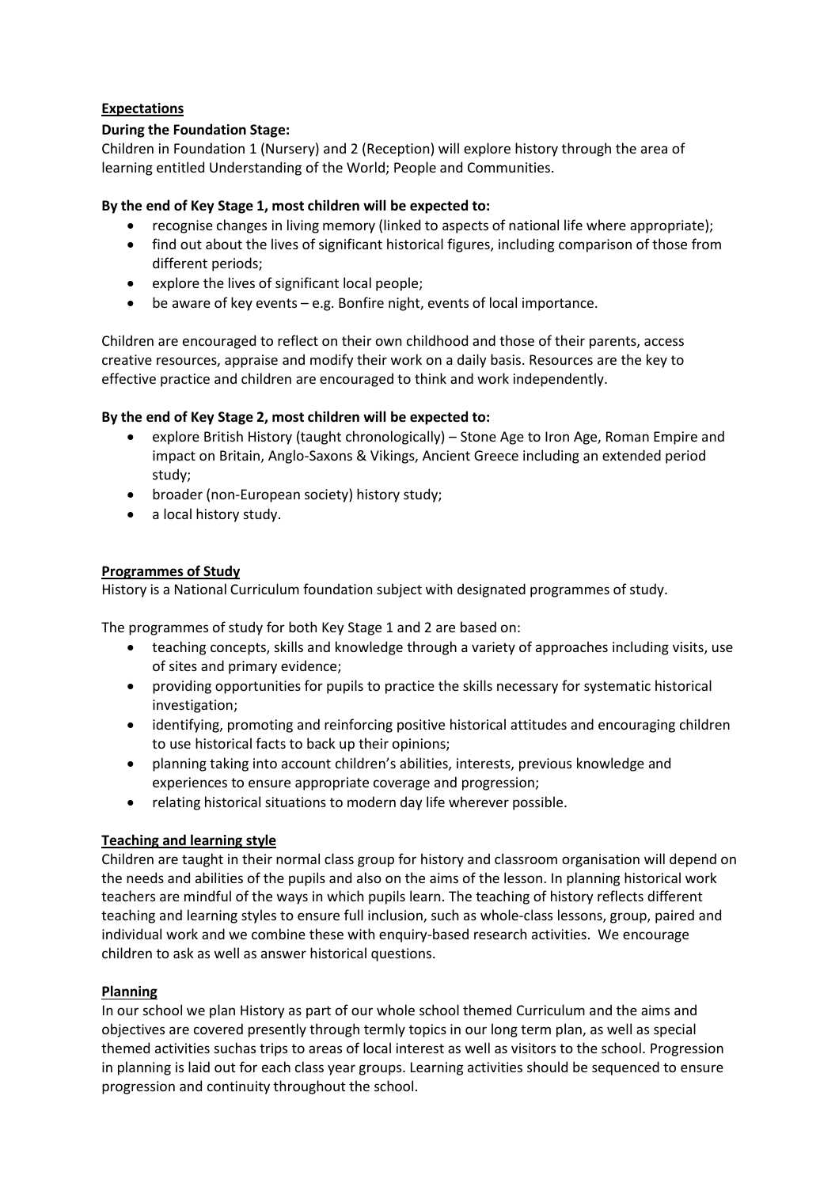## Expectations

**During the Foundation Stage:**

Children in Foundation 1 (Nursery) and 2 (Reception) will explore history through the area of learning entitled Understanding of the World; People and Communities.

**By the end of Key Stage 1, most children will be expected to:**

- recognise changes in living memory (linked to aspects of national life where appropriate);
- find out about the lives of significant historical figures, including comparison of those from different periods;
- explore the lives of significant local people;
- be aware of key events – e.g. Bonfire night, events of local importance.

Children are encouraged to reflect on their own childhood and those of their parents, access creative resources, appraise and modify their work on a daily basis. Resources are the key to effective practice and children are encouraged to think and work independently.

**By the end of Key Stage 2, most children will be expected to:**

- explore British History (taught chronologically) – Stone Age to Iron Age, Roman Empire and impact on Britain, Anglo-Saxons & Vikings, Ancient Greece including an extended period study;
- broader (non-European society) history study;
- a local history study.

## Programmes of Study

History is a National Curriculum foundation subject with designated programmes of study.

The programmes of study for both Key Stage 1 and 2 are based on:

- teaching concepts, skills and knowledge through a variety of approaches including visits, use of sites and primary evidence;
- providing opportunities for pupils to practice the skills necessary for systematic historical investigation;
- identifying, promoting and reinforcing positive historical attitudes and encouraging children to use historical facts to back up their opinions;
- planning taking into account children's abilities, interests, previous knowledge and experiences to ensure appropriate coverage and progression;
- relating historical situations to modern day life wherever possible.

## Teaching and learning style

Children are taught in their normal class group for history and classroom organisation will depend on the needs and abilities of the pupils and also on the aims of the lesson. In planning historical work teachers are mindful of the ways in which pupils learn. The teaching of history reflects different teaching and learning styles to ensure full inclusion, such as whole-class lessons, group, paired and individual work and we combine these with enquiry-based research activities. We encourage children to ask as well as answer historical questions.

## Planning

In our school we plan History as part of our whole school themed Curriculum and the aims and objectives are covered presently through termly topics in our long term plan, as well as special themed activities suchas trips to areas of local interest as well as visitors to the school. Progression in planning is laid out for each class year groups. Learning activities should be sequenced to ensure progression and continuity throughout the school.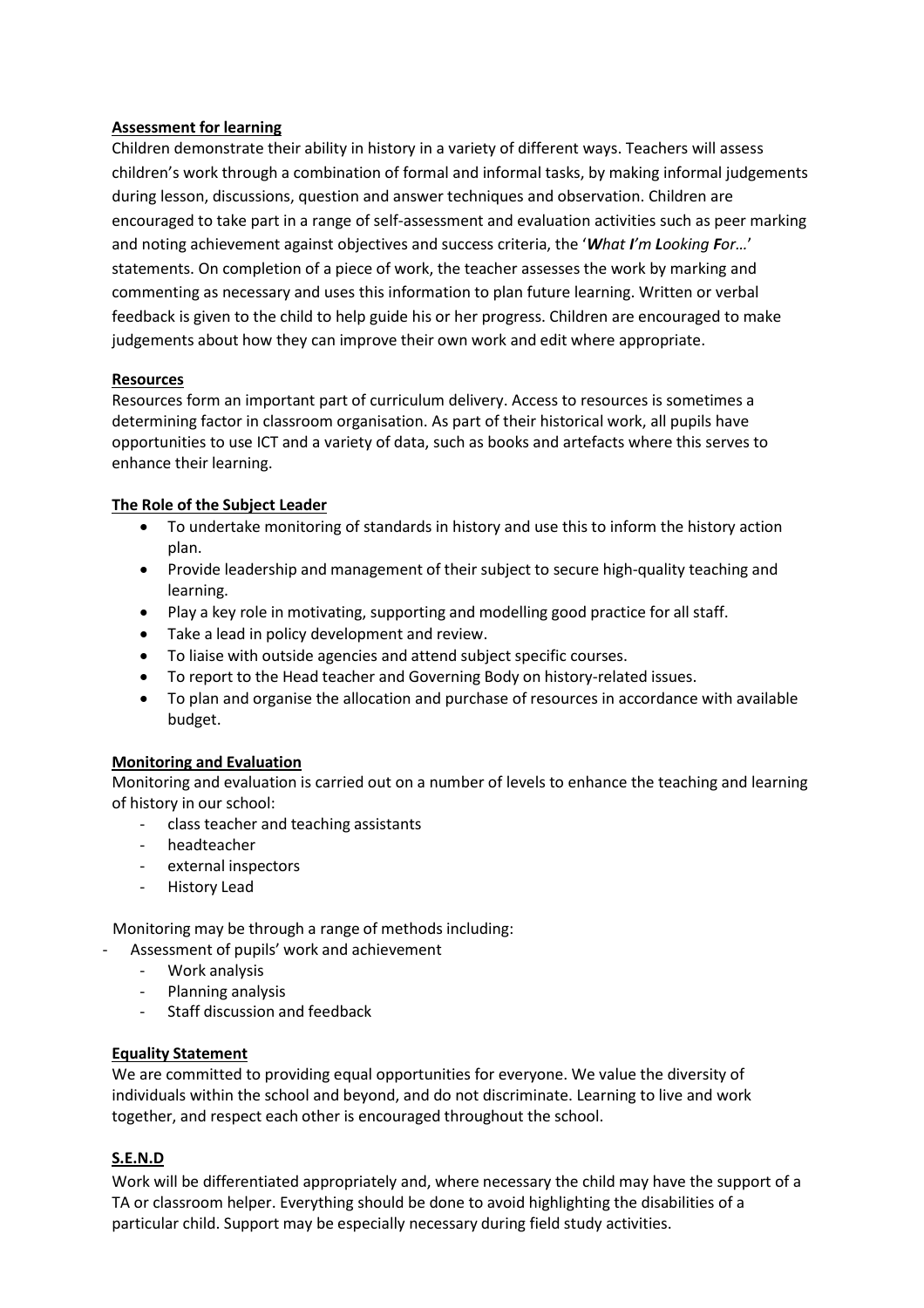**Assessment for learning**

Children demonstrate their ability in history in a variety of different ways. Teachers will assess children's work through a combination of formal and informal tasks, by making informal judgements during lesson, discussions, question and answer techniques and observation. Children are encouraged to take part in a range of self-assessment and evaluation activities such as peer marking and noting achievement against objectives and success criteria, the '***W****hat* ***I****'m* ***L****ooking* ***F****or…*' statements. On completion of a piece of work, the teacher assesses the work by marking and commenting as necessary and uses this information to plan future learning. Written or verbal feedback is given to the child to help guide his or her progress. Children are encouraged to make judgements about how they can improve their own work and edit where appropriate.

**Resources**

Resources form an important part of curriculum delivery. Access to resources is sometimes a determining factor in classroom organisation. As part of their historical work, all pupils have opportunities to use ICT and a variety of data, such as books and artefacts where this serves to enhance their learning.

**The Role of the Subject Leader**

- To undertake monitoring of standards in history and use this to inform the history action plan.
- Provide leadership and management of their subject to secure high-quality teaching and learning.
- Play a key role in motivating, supporting and modelling good practice for all staff.
- Take a lead in policy development and review.
- To liaise with outside agencies and attend subject specific courses.
- To report to the Head teacher and Governing Body on history-related issues.
- To plan and organise the allocation and purchase of resources in accordance with available budget.

**Monitoring and Evaluation**

Monitoring and evaluation is carried out on a number of levels to enhance the teaching and learning of history in our school:

- class teacher and teaching assistants
- headteacher
- external inspectors
- History Lead

Monitoring may be through a range of methods including:

- Assessment of pupils' work and achievement
- Work analysis
- Planning analysis
- Staff discussion and feedback

**Equality Statement**

We are committed to providing equal opportunities for everyone. We value the diversity of individuals within the school and beyond, and do not discriminate. Learning to live and work together, and respect each other is encouraged throughout the school.

**S.E.N.D**

Work will be differentiated appropriately and, where necessary the child may have the support of a TA or classroom helper. Everything should be done to avoid highlighting the disabilities of a particular child. Support may be especially necessary during field study activities.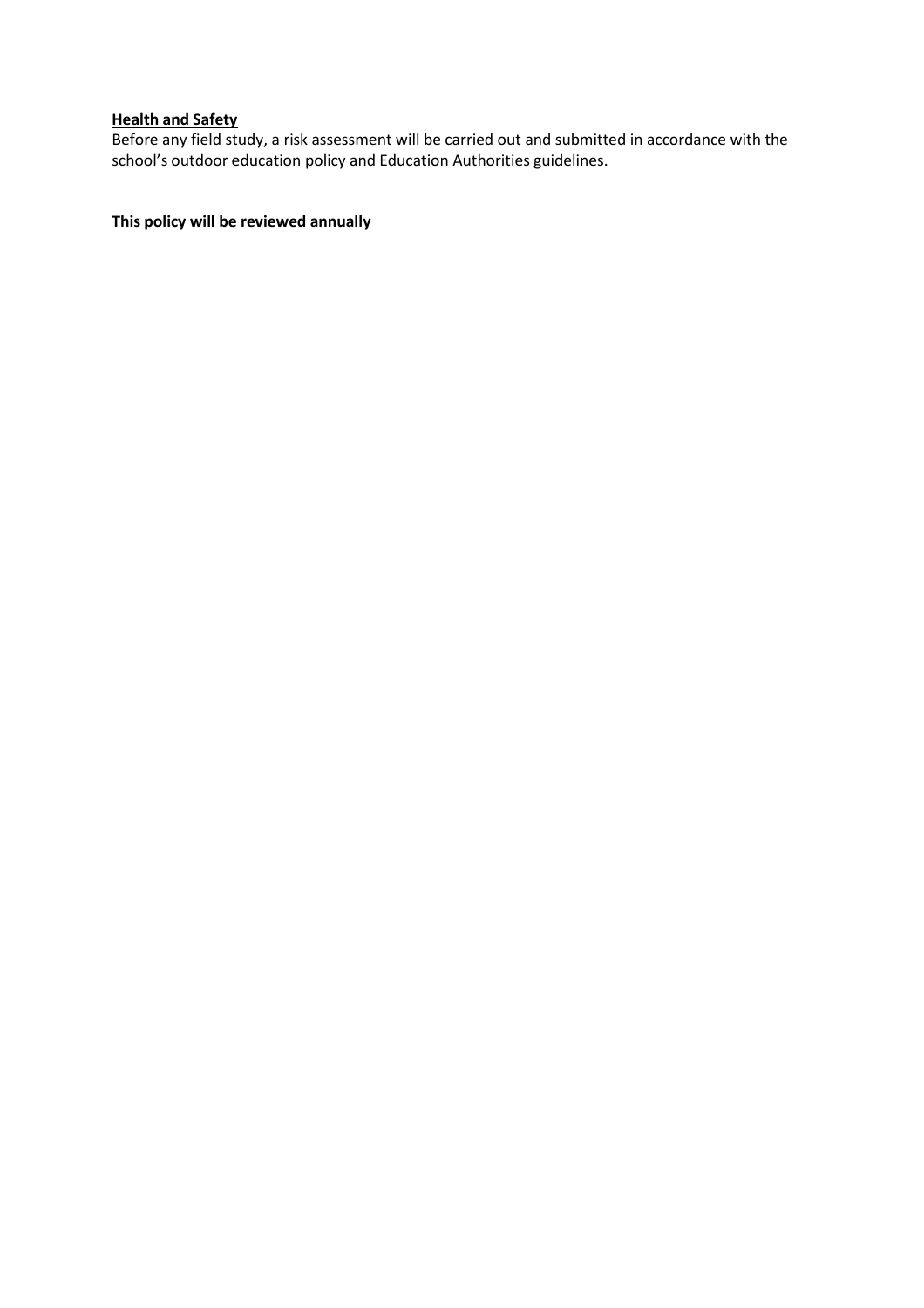**Health and Safety**

Before any field study, a risk assessment will be carried out and submitted in accordance with the school's outdoor education policy and Education Authorities guidelines.

**This policy will be reviewed annually**